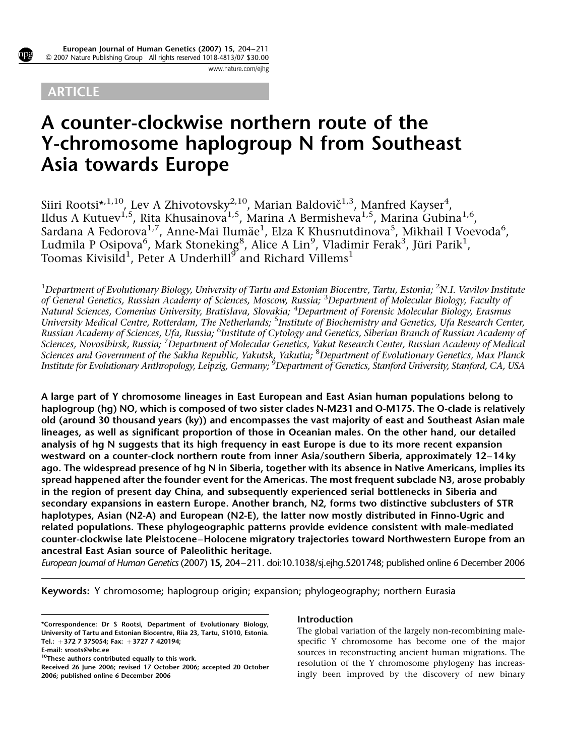ARTICLE

# A counter-clockwise northern route of the Y-chromosome haplogroup N from Southeast Asia towards Europe

Siiri Rootsi*[,1,10], Lev A Zhivotovsky[2,10], Marian Baldovič[1,3], Manfred Kayser[4], Ildus A Kutuev[1,5], Rita Khusainova[1,5], Marina A Bermisheva[1,5], Marina Gubina[1,6], Sardana A Fedorova[1,7], Anne-Mai Ilumäe[1], Elza K Khusnutdinova[5], Mikhail I Voevoda[6], Ludmila P Osipova[6], Mark Stoneking[8], Alice A Lin[9], Vladimir Ferak[3], Jüri Parik[1], Toomas Kivisild[1], Peter A Underhill[9] and Richard Villems[1]

[1]*Department of Evolutionary Biology, University of Tartu and Estonian Biocentre, Tartu, Estonia;* [2]*N.I. Vavilov Institute of General Genetics, Russian Academy of Sciences, Moscow, Russia;* [3]*Department of Molecular Biology, Faculty of Natural Sciences, Comenius University, Bratislava, Slovakia;* [4]*Department of Forensic Molecular Biology, Erasmus University Medical Centre, Rotterdam, The Netherlands;* [5]*Institute of Biochemistry and Genetics, Ufa Research Center, Russian Academy of Sciences, Ufa, Russia;* [6]*Institute of Cytology and Genetics, Siberian Branch of Russian Academy of Sciences, Novosibirsk, Russia;* [7]*Department of Molecular Genetics, Yakut Research Center, Russian Academy of Medical Sciences and Government of the Sakha Republic, Yakutsk, Yakutia;* [8]*Department of Evolutionary Genetics, Max Planck Institute for Evolutionary Anthropology, Leipzig, Germany;* [9]*Department of Genetics, Stanford University, Stanford, CA, USA*

**A large part of Y chromosome lineages in East European and East Asian human populations belong to haplogroup (hg) NO, which is composed of two sister clades N-M231 and O-M175. The O-clade is relatively old (around 30 thousand years (ky)) and encompasses the vast majority of east and Southeast Asian male lineages, as well as significant proportion of those in Oceanian males. On the other hand, our detailed analysis of hg N suggests that its high frequency in east Europe is due to its more recent expansion westward on a counter-clock northern route from inner Asia/southern Siberia, approximately 12–14 ky ago. The widespread presence of hg N in Siberia, together with its absence in Native Americans, implies its spread happened after the founder event for the Americas. The most frequent subclade N3, arose probably in the region of present day China, and subsequently experienced serial bottlenecks in Siberia and secondary expansions in eastern Europe. Another branch, N2, forms two distinctive subclusters of STR haplotypes, Asian (N2-A) and European (N2-E), the latter now mostly distributed in Finno-Ugric and related populations. These phylogeographic patterns provide evidence consistent with male-mediated counter-clockwise late Pleistocene–Holocene migratory trajectories toward Northwestern Europe from an ancestral East Asian source of Paleolithic heritage.**

*European Journal of Human Genetics* (2007) **15,** 204–211. doi:10.1038/sj.ejhg.5201748; published online 6 December 2006

**Keywords:** Y chromosome; haplogroup origin; expansion; phylogeography; northern Eurasia

*Correspondence: Dr S Rootsi, Department of Evolutionary Biology, University of Tartu and Estonian Biocentre, Riia 23, Tartu, 51010, Estonia. Tel.: +372 7 375054; Fax: +3727 7 420194; E-mail: sroots@ebc.ee

[10]These authors contributed equally to this work.

Received 26 June 2006; revised 17 October 2006; accepted 20 October 2006; published online 6 December 2006

## Introduction

The global variation of the largely non-recombining male-specific Y chromosome has become one of the major sources in reconstructing ancient human migrations. The resolution of the Y chromosome phylogeny has increasingly been improved by the discovery of new binary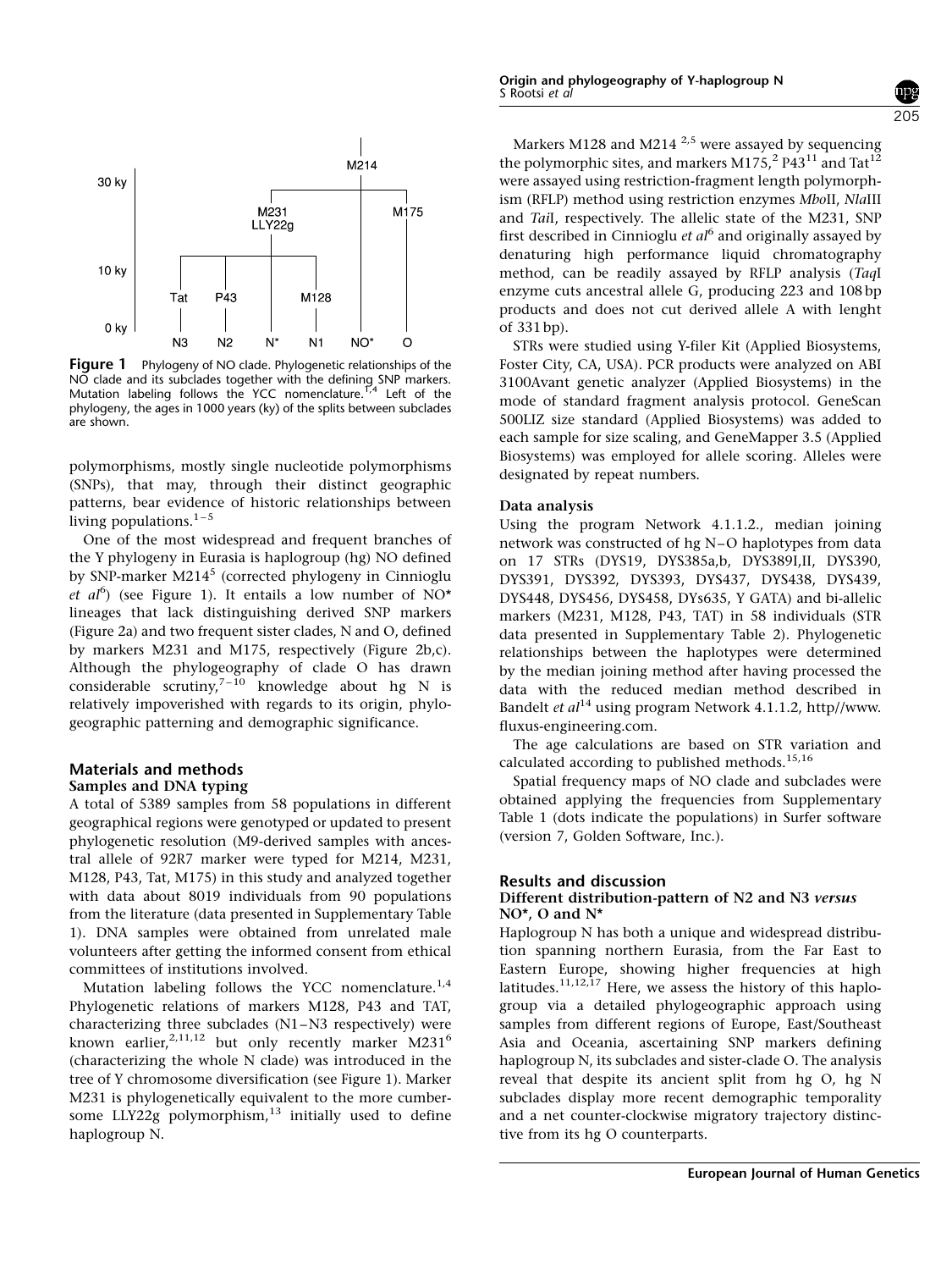**Figure 1** Phylogeny of NO clade. Phylogenetic relationships of the NO clade and its subclades together with the defining SNP markers. Mutation labeling follows the YCC nomenclature.[1,4] Left of the phylogeny, the ages in 1000 years (ky) of the splits between subclades are shown.

polymorphisms, mostly single nucleotide polymorphisms (SNPs), that may, through their distinct geographic patterns, bear evidence of historic relationships between living populations.[1–5]

One of the most widespread and frequent branches of the Y phylogeny in Eurasia is haplogroup (hg) NO defined by SNP-marker M214[5] (corrected phylogeny in Cinnioglu *et al*[6]) (see Figure 1). It entails a low number of NO* lineages that lack distinguishing derived SNP markers (Figure 2a) and two frequent sister clades, N and O, defined by markers M231 and M175, respectively (Figure 2b,c). Although the phylogeography of clade O has drawn considerable scrutiny,[7–10] knowledge about hg N is relatively impoverished with regards to its origin, phylogeographic patterning and demographic significance.

## Materials and methods

### Samples and DNA typing

A total of 5389 samples from 58 populations in different geographical regions were genotyped or updated to present phylogenetic resolution (M9-derived samples with ancestral allele of 92R7 marker were typed for M214, M231, M128, P43, Tat, M175) in this study and analyzed together with data about 8019 individuals from 90 populations from the literature (data presented in Supplementary Table 1). DNA samples were obtained from unrelated male volunteers after getting the informed consent from ethical committees of institutions involved.

Mutation labeling follows the YCC nomenclature.[1,4] Phylogenetic relations of markers M128, P43 and TAT, characterizing three subclades (N1–N3 respectively) were known earlier,[2,11,12] but only recently marker M231[6] (characterizing the whole N clade) was introduced in the tree of Y chromosome diversification (see Figure 1). Marker M231 is phylogenetically equivalent to the more cumbersome LLY22g polymorphism,[13] initially used to define haplogroup N.

Markers M128 and M214 [2,5] were assayed by sequencing the polymorphic sites, and markers M175,[2] P43[11] and Tat[12] were assayed using restriction-fragment length polymorphism (RFLP) method using restriction enzymes *Mbo*II, *Nla*III and *Tai*I, respectively. The allelic state of the M231, SNP first described in Cinnioglu *et al*[6] and originally assayed by denaturing high performance liquid chromatography method, can be readily assayed by RFLP analysis (*Taq*I enzyme cuts ancestral allele G, producing 223 and 108 bp products and does not cut derived allele A with lenght of 331 bp).

STRs were studied using Y-filer Kit (Applied Biosystems, Foster City, CA, USA). PCR products were analyzed on ABI 3100Avant genetic analyzer (Applied Biosystems) in the mode of standard fragment analysis protocol. GeneScan 500LIZ size standard (Applied Biosystems) was added to each sample for size scaling, and GeneMapper 3.5 (Applied Biosystems) was employed for allele scoring. Alleles were designated by repeat numbers.

### Data analysis

Using the program Network 4.1.1.2., median joining network was constructed of hg N–O haplotypes from data on 17 STRs (DYS19, DYS385a,b, DYS389I,II, DYS390, DYS391, DYS392, DYS393, DYS437, DYS438, DYS439, DYS448, DYS456, DYS458, DYs635, Y GATA) and bi-allelic markers (M231, M128, P43, TAT) in 58 individuals (STR data presented in Supplementary Table 2). Phylogenetic relationships between the haplotypes were determined by the median joining method after having processed the data with the reduced median method described in Bandelt *et al*[14] using program Network 4.1.1.2, http//www.fluxus-engineering.com.

The age calculations are based on STR variation and calculated according to published methods.[15,16]

Spatial frequency maps of NO clade and subclades were obtained applying the frequencies from Supplementary Table 1 (dots indicate the populations) in Surfer software (version 7, Golden Software, Inc.).

## Results and discussion

### Different distribution-pattern of N2 and N3 *versus* NO*, O and N*

Haplogroup N has both a unique and widespread distribution spanning northern Eurasia, from the Far East to Eastern Europe, showing higher frequencies at high latitudes.[11,12,17] Here, we assess the history of this haplogroup via a detailed phylogeographic approach using samples from different regions of Europe, East/Southeast Asia and Oceania, ascertaining SNP markers defining haplogroup N, its subclades and sister-clade O. The analysis reveal that despite its ancient split from hg O, hg N subclades display more recent demographic temporality and a net counter-clockwise migratory trajectory distinctive from its hg O counterparts.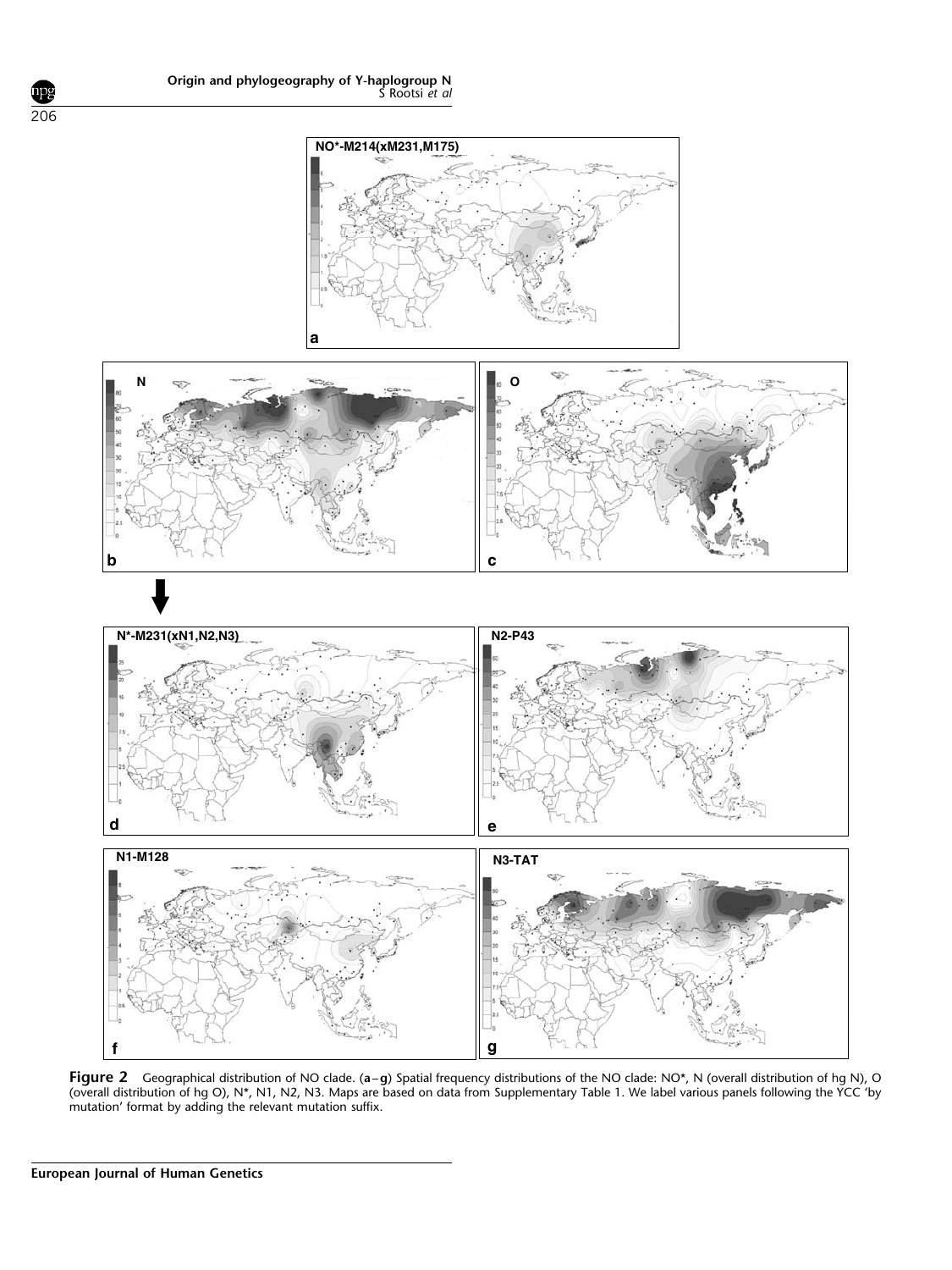**Figure 2** Geographical distribution of NO clade. (**a**–**g**) Spatial frequency distributions of the NO clade: NO*, N (overall distribution of hg N), O (overall distribution of hg O), N*, N1, N2, N3. Maps are based on data from Supplementary Table 1. We label various panels following the YCC 'by mutation' format by adding the relevant mutation suffix.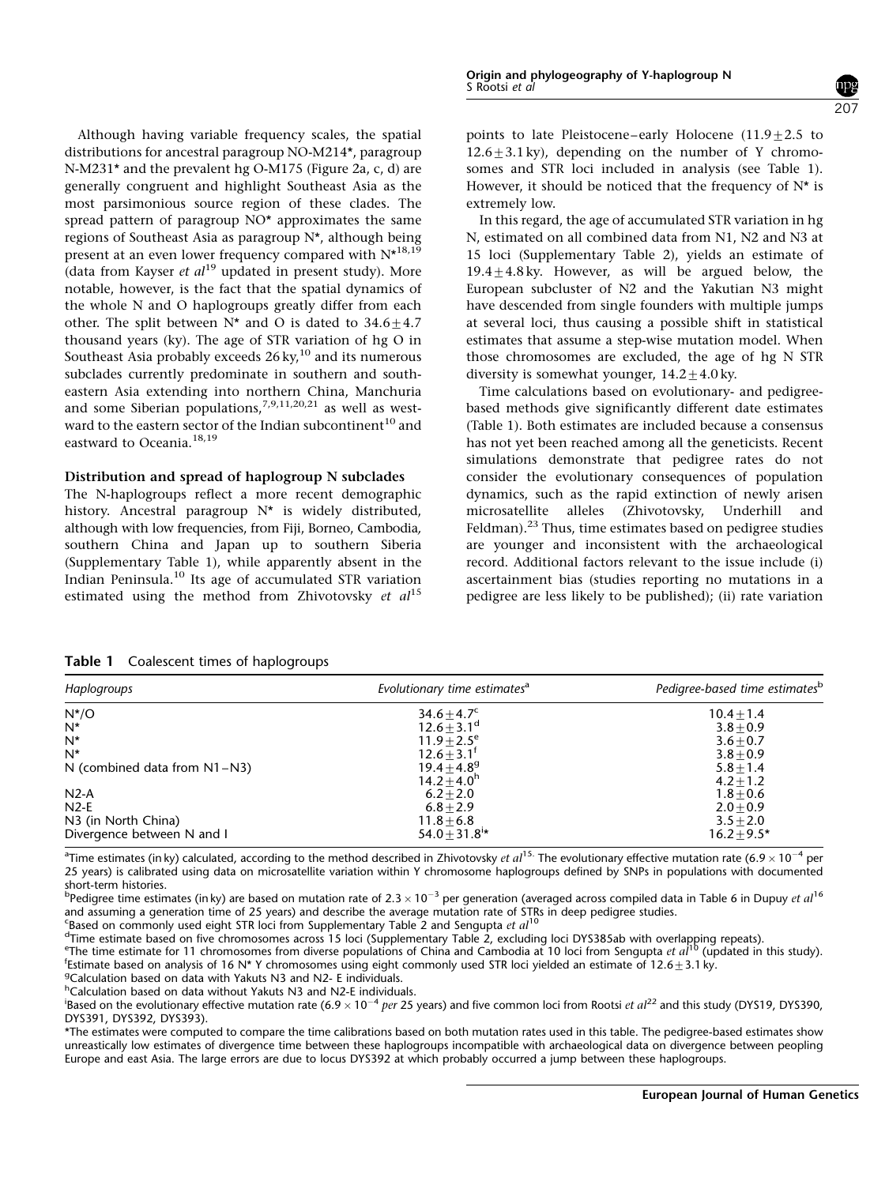Although having variable frequency scales, the spatial distributions for ancestral paragroup NO-M214*, paragroup N-M231* and the prevalent hg O-M175 (Figure 2a, c, d) are generally congruent and highlight Southeast Asia as the most parsimonious source region of these clades. The spread pattern of paragroup NO* approximates the same regions of Southeast Asia as paragroup N*, although being present at an even lower frequency compared with N*[18,19] (data from Kayser *et al*[19] updated in present study). More notable, however, is the fact that the spatial dynamics of the whole N and O haplogroups greatly differ from each other. The split between N* and O is dated to $34.6 \pm 4.7$ thousand years (ky). The age of STR variation of hg O in Southeast Asia probably exceeds 26 ky,[10] and its numerous subclades currently predominate in southern and southeastern Asia extending into northern China, Manchuria and some Siberian populations,[7,9,11,20,21] as well as westward to the eastern sector of the Indian subcontinent[10] and eastward to Oceania.[18,19]

### Distribution and spread of haplogroup N subclades

The N-haplogroups reflect a more recent demographic history. Ancestral paragroup N* is widely distributed, although with low frequencies, from Fiji, Borneo, Cambodia, southern China and Japan up to southern Siberia (Supplementary Table 1), while apparently absent in the Indian Peninsula.[10] Its age of accumulated STR variation estimated using the method from Zhivotovsky *et al*[15] points to late Pleistocene–early Holocene ($11.9 \pm 2.5$ to $12.6 \pm 3.1$ ky), depending on the number of Y chromosomes and STR loci included in analysis (see Table 1). However, it should be noticed that the frequency of N* is extremely low.

In this regard, the age of accumulated STR variation in hg N, estimated on all combined data from N1, N2 and N3 at 15 loci (Supplementary Table 2), yields an estimate of $19.4 \pm 4.8$ ky. However, as will be argued below, the European subcluster of N2 and the Yakutian N3 might have descended from single founders with multiple jumps at several loci, thus causing a possible shift in statistical estimates that assume a step-wise mutation model. When those chromosomes are excluded, the age of hg N STR diversity is somewhat younger, $14.2 \pm 4.0$ ky.

Time calculations based on evolutionary- and pedigree-based methods give significantly different date estimates (Table 1). Both estimates are included because a consensus has not yet been reached among all the geneticists. Recent simulations demonstrate that pedigree rates do not consider the evolutionary consequences of population dynamics, such as the rapid extinction of newly arisen microsatellite alleles (Zhivotovsky, Underhill and Feldman).[23] Thus, time estimates based on pedigree studies are younger and inconsistent with the archaeological record. Additional factors relevant to the issue include (i) ascertainment bias (studies reporting no mutations in a pedigree are less likely to be published); (ii) rate variation

**Table 1** Coalescent times of haplogroups

| *Haplogroups* | *Evolutionary time estimates*[a] | *Pedigree-based time estimates*[b] |
|---|---|---|
| N*/O | $34.6 \pm 4.7$[c] | $10.4 \pm 1.4$ |
| N* | $12.6 \pm 3.1$[d] | $3.8 \pm 0.9$ |
| N* | $11.9 \pm 2.5$[e] | $3.6 \pm 0.7$ |
| N* | $12.6 \pm 3.1$[f] | $3.8 \pm 0.9$ |
| N (combined data from N1–N3) | $19.4 \pm 4.8$[g] | $5.8 \pm 1.4$ |
| | $14.2 \pm 4.0$[h] | $4.2 \pm 1.2$ |
| N2-A | $6.2 \pm 2.0$ | $1.8 \pm 0.6$ |
| N2-E | $6.8 \pm 2.9$ | $2.0 \pm 0.9$ |
| N3 (in North China) | $11.8 \pm 6.8$ | $3.5 \pm 2.0$ |
| Divergence between N and I | $54.0 \pm 31.8$[i]* | $16.2 \pm 9.5$* |

[a]Time estimates (in ky) calculated, according to the method described in Zhivotovsky *et al*[15]. The evolutionary effective mutation rate ($6.9 \times 10^{-4}$ per 25 years) is calibrated using data on microsatellite variation within Y chromosome haplogroups defined by SNPs in populations with documented short-term histories.

[b]Pedigree time estimates (in ky) are based on mutation rate of $2.3 \times 10^{-3}$ per generation (averaged across compiled data in Table 6 in Dupuy *et al*[16] and assuming a generation time of 25 years) and describe the average mutation rate of STRs in deep pedigree studies.

[c]Based on commonly used eight STR loci from Supplementary Table 2 and Sengupta *et al*[10]

[d]Time estimate based on five chromosomes across 15 loci (Supplementary Table 2, excluding loci DYS385ab with overlapping repeats).

[e]The time estimate for 11 chromosomes from diverse populations of China and Cambodia at 10 loci from Sengupta *et al*[10] (updated in this study).

[f]Estimate based on analysis of 16 N* Y chromosomes using eight commonly used STR loci yielded an estimate of $12.6 \pm 3.1$ ky.

[g]Calculation based on data with Yakuts N3 and N2- E individuals.

[h]Calculation based on data without Yakuts N3 and N2-E individuals.

[i]Based on the evolutionary effective mutation rate ($6.9 \times 10^{-4}$ *per* 25 years) and five common loci from Rootsi *et al*[22] and this study (DYS19, DYS390, DYS391, DYS392, DYS393).

*The estimates were computed to compare the time calibrations based on both mutation rates used in this table. The pedigree-based estimates show unreastically low estimates of divergence time between these haplogroups incompatible with archaeological data on divergence between peopling Europe and east Asia. The large errors are due to locus DYS392 at which probably occurred a jump between these haplogroups.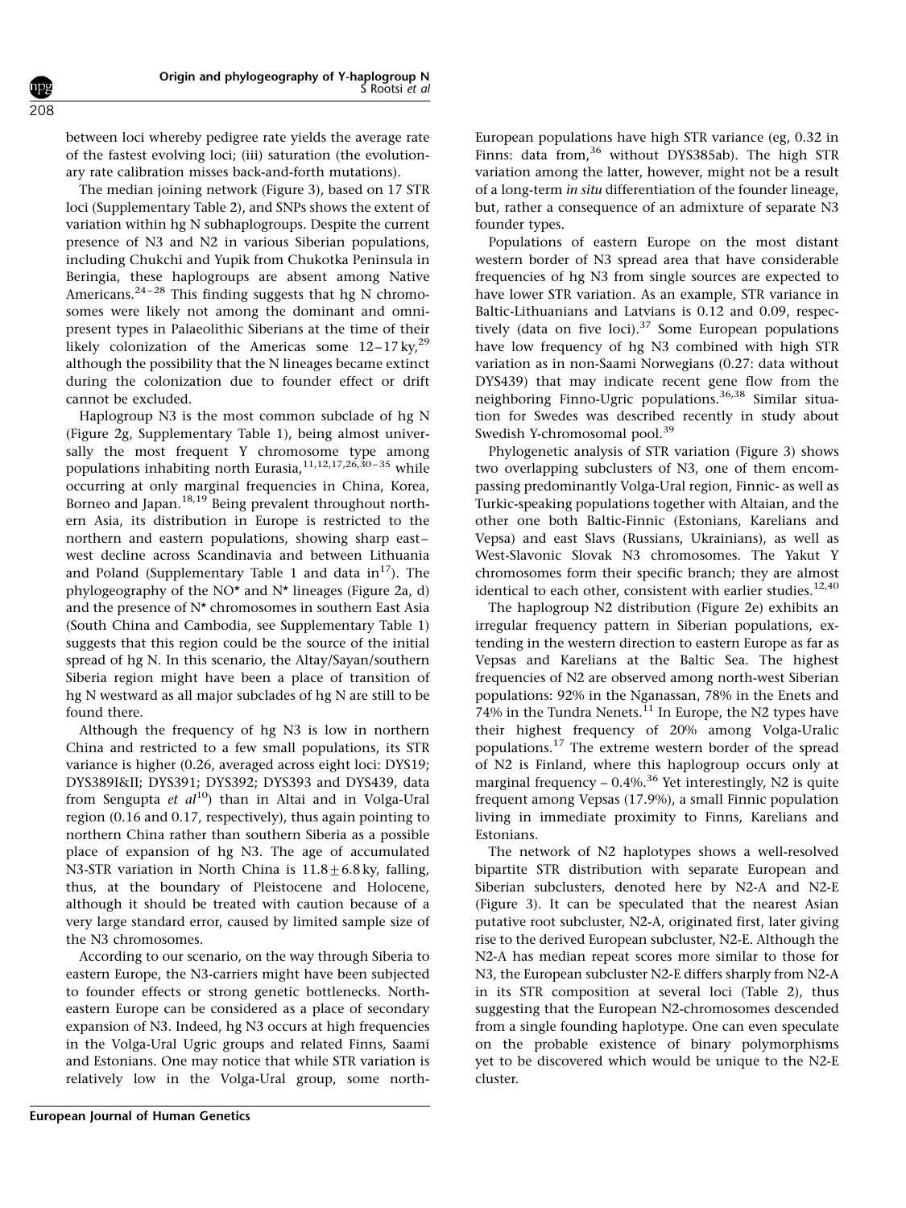between loci whereby pedigree rate yields the average rate of the fastest evolving loci; (iii) saturation (the evolutionary rate calibration misses back-and-forth mutations).

The median joining network (Figure 3), based on 17 STR loci (Supplementary Table 2), and SNPs shows the extent of variation within hg N subhaplogroups. Despite the current presence of N3 and N2 in various Siberian populations, including Chukchi and Yupik from Chukotka Peninsula in Beringia, these haplogroups are absent among Native Americans.[24–28] This finding suggests that hg N chromosomes were likely not among the dominant and omnipresent types in Palaeolithic Siberians at the time of their likely colonization of the Americas some 12–17 ky,[29] although the possibility that the N lineages became extinct during the colonization due to founder effect or drift cannot be excluded.

Haplogroup N3 is the most common subclade of hg N (Figure 2g, Supplementary Table 1), being almost universally the most frequent Y chromosome type among populations inhabiting north Eurasia,[11,12,17,26,30–35] while occurring at only marginal frequencies in China, Korea, Borneo and Japan.[18,19] Being prevalent throughout northern Asia, its distribution in Europe is restricted to the northern and eastern populations, showing sharp east–west decline across Scandinavia and between Lithuania and Poland (Supplementary Table 1 and data in[17]). The phylogeography of the NO* and N* lineages (Figure 2a, d) and the presence of N* chromosomes in southern East Asia (South China and Cambodia, see Supplementary Table 1) suggests that this region could be the source of the initial spread of hg N. In this scenario, the Altay/Sayan/southern Siberia region might have been a place of transition of hg N westward as all major subclades of hg N are still to be found there.

Although the frequency of hg N3 is low in northern China and restricted to a few small populations, its STR variance is higher (0.26, averaged across eight loci: DYS19; DYS389I&II; DYS391; DYS392; DYS393 and DYS439, data from Sengupta *et al*[10]) than in Altai and in Volga-Ural region (0.16 and 0.17, respectively), thus again pointing to northern China rather than southern Siberia as a possible place of expansion of hg N3. The age of accumulated N3-STR variation in North China is $11.8 \pm 6.8$ ky, falling, thus, at the boundary of Pleistocene and Holocene, although it should be treated with caution because of a very large standard error, caused by limited sample size of the N3 chromosomes.

According to our scenario, on the way through Siberia to eastern Europe, the N3-carriers might have been subjected to founder effects or strong genetic bottlenecks. Northeastern Europe can be considered as a place of secondary expansion of N3. Indeed, hg N3 occurs at high frequencies in the Volga-Ural Ugric groups and related Finns, Saami and Estonians. One may notice that while STR variation is relatively low in the Volga-Ural group, some north-European populations have high STR variance (eg, 0.32 in Finns: data from,[36] without DYS385ab). The high STR variation among the latter, however, might not be a result of a long-term *in situ* differentiation of the founder lineage, but, rather a consequence of an admixture of separate N3 founder types.

Populations of eastern Europe on the most distant western border of N3 spread area that have considerable frequencies of hg N3 from single sources are expected to have lower STR variation. As an example, STR variance in Baltic-Lithuanians and Latvians is 0.12 and 0.09, respectively (data on five loci).[37] Some European populations have low frequency of hg N3 combined with high STR variation as in non-Saami Norwegians (0.27: data without DYS439) that may indicate recent gene flow from the neighboring Finno-Ugric populations.[36,38] Similar situation for Swedes was described recently in study about Swedish Y-chromosomal pool.[39]

Phylogenetic analysis of STR variation (Figure 3) shows two overlapping subclusters of N3, one of them encompassing predominantly Volga-Ural region, Finnic- as well as Turkic-speaking populations together with Altaian, and the other one both Baltic-Finnic (Estonians, Karelians and Vepsa) and east Slavs (Russians, Ukrainians), as well as West-Slavonic Slovak N3 chromosomes. The Yakut Y chromosomes form their specific branch; they are almost identical to each other, consistent with earlier studies.[12,40]

The haplogroup N2 distribution (Figure 2e) exhibits an irregular frequency pattern in Siberian populations, extending in the western direction to eastern Europe as far as Vepsas and Karelians at the Baltic Sea. The highest frequencies of N2 are observed among north-west Siberian populations: 92% in the Nganassan, 78% in the Enets and 74% in the Tundra Nenets.[11] In Europe, the N2 types have their highest frequency of 20% among Volga-Uralic populations.[17] The extreme western border of the spread of N2 is Finland, where this haplogroup occurs only at marginal frequency – 0.4%.[36] Yet interestingly, N2 is quite frequent among Vepsas (17.9%), a small Finnic population living in immediate proximity to Finns, Karelians and Estonians.

The network of N2 haplotypes shows a well-resolved bipartite STR distribution with separate European and Siberian subclusters, denoted here by N2-A and N2-E (Figure 3). It can be speculated that the nearest Asian putative root subcluster, N2-A, originated first, later giving rise to the derived European subcluster, N2-E. Although the N2-A has median repeat scores more similar to those for N3, the European subcluster N2-E differs sharply from N2-A in its STR composition at several loci (Table 2), thus suggesting that the European N2-chromosomes descended from a single founding haplotype. One can even speculate on the probable existence of binary polymorphisms yet to be discovered which would be unique to the N2-E cluster.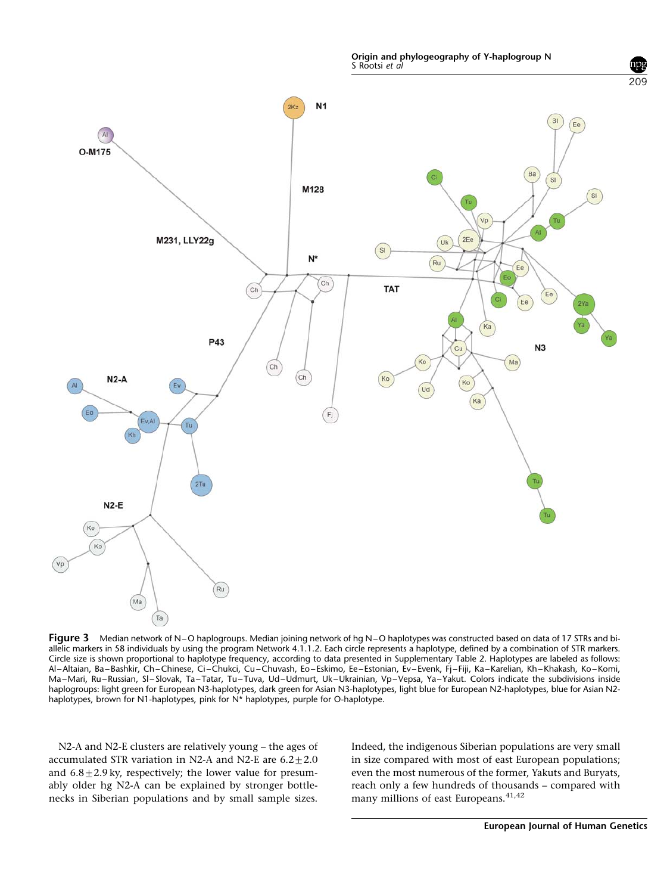**Figure 3** Median network of N–O haplogroups. Median joining network of hg N–O haplotypes was constructed based on data of 17 STRs and bi-allelic markers in 58 individuals by using the program Network 4.1.1.2. Each circle represents a haplotype, defined by a combination of STR markers. Circle size is shown proportional to haplotype frequency, according to data presented in Supplementary Table 2. Haplotypes are labeled as follows: Al–Altaian, Ba–Bashkir, Ch–Chinese, Ci–Chukci, Cu–Chuvash, Eo–Eskimo, Ee–Estonian, Ev–Evenk, Fj–Fiji, Ka–Karelian, Kh–Khakash, Ko–Komi, Ma–Mari, Ru–Russian, Sl–Slovak, Ta–Tatar, Tu–Tuva, Ud–Udmurt, Uk–Ukrainian, Vp–Vepsa, Ya–Yakut. Colors indicate the subdivisions inside haplogroups: light green for European N3-haplotypes, dark green for Asian N3-haplotypes, light blue for European N2-haplotypes, blue for Asian N2-haplotypes, brown for N1-haplotypes, pink for N* haplotypes, purple for O-haplotype.

N2-A and N2-E clusters are relatively young – the ages of accumulated STR variation in N2-A and N2-E are $6.2 \pm 2.0$ and $6.8 \pm 2.9$ ky, respectively; the lower value for presumably older hg N2-A can be explained by stronger bottlenecks in Siberian populations and by small sample sizes. Indeed, the indigenous Siberian populations are very small in size compared with most of east European populations; even the most numerous of the former, Yakuts and Buryats, reach only a few hundreds of thousands – compared with many millions of east Europeans.[41,42]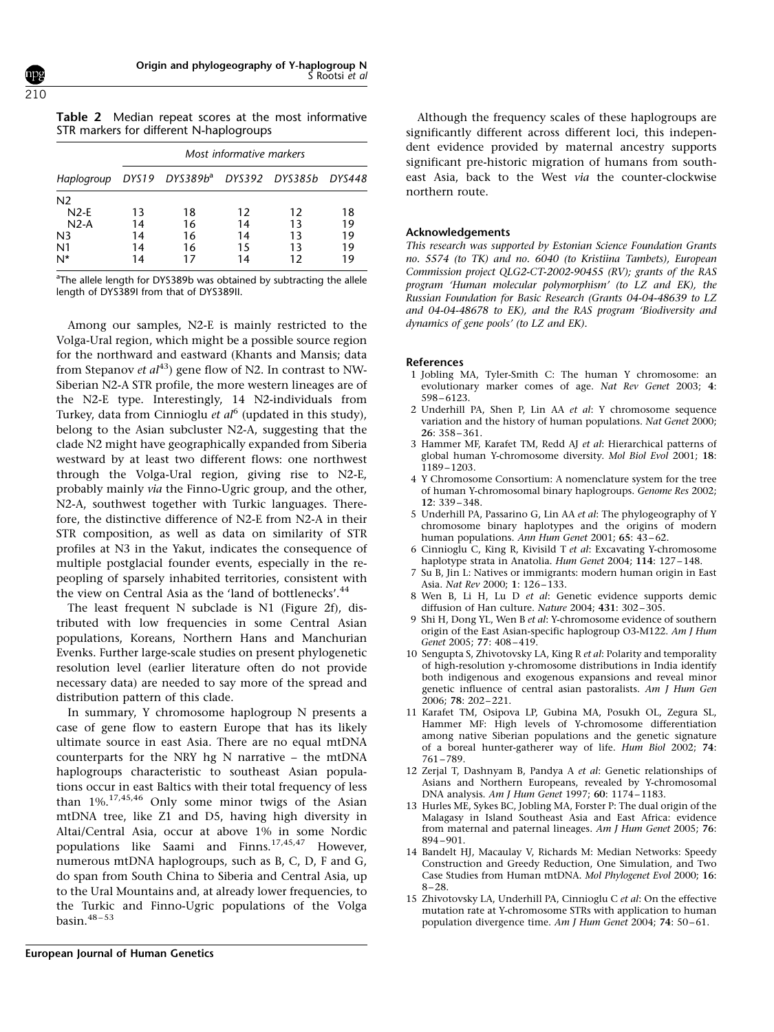**Table 2** Median repeat scores at the most informative STR markers for different N-haplogroups

| Haplogroup | Most informative markers | | | | |
|---|---|---|---|---|---|
| | DYS19 | DYS389b[a] | DYS392 | DYS385b | DYS448 |
| N2 | | | | | |
| N2-E | 13 | 18 | 12 | 12 | 18 |
| N2-A | 14 | 16 | 14 | 13 | 19 |
| N3 | 14 | 16 | 14 | 13 | 19 |
| N1 | 14 | 16 | 15 | 13 | 19 |
| N* | 14 | 17 | 14 | 12 | 19 |

[a]The allele length for DYS389b was obtained by subtracting the allele length of DYS389I from that of DYS389II.

Among our samples, N2-E is mainly restricted to the Volga-Ural region, which might be a possible source region for the northward and eastward (Khants and Mansis; data from Stepanov *et al*[43]) gene flow of N2. In contrast to NW-Siberian N2-A STR profile, the more western lineages are of the N2-E type. Interestingly, 14 N2-individuals from Turkey, data from Cinnioglu *et al*[6] (updated in this study), belong to the Asian subcluster N2-A, suggesting that the clade N2 might have geographically expanded from Siberia westward by at least two different flows: one northwest through the Volga-Ural region, giving rise to N2-E, probably mainly *via* the Finno-Ugric group, and the other, N2-A, southwest together with Turkic languages. Therefore, the distinctive difference of N2-E from N2-A in their STR composition, as well as data on similarity of STR profiles at N3 in the Yakut, indicates the consequence of multiple postglacial founder events, especially in the re-peopling of sparsely inhabited territories, consistent with the view on Central Asia as the 'land of bottlenecks'.[44]

The least frequent N subclade is N1 (Figure 2f), distributed with low frequencies in some Central Asian populations, Koreans, Northern Hans and Manchurian Evenks. Further large-scale studies on present phylogenetic resolution level (earlier literature often do not provide necessary data) are needed to say more of the spread and distribution pattern of this clade.

In summary, Y chromosome haplogroup N presents a case of gene flow to eastern Europe that has its likely ultimate source in east Asia. There are no equal mtDNA counterparts for the NRY hg N narrative – the mtDNA haplogroups characteristic to southeast Asian populations occur in east Baltics with their total frequency of less than 1%.[17,45,46] Only some minor twigs of the Asian mtDNA tree, like Z1 and D5, having high diversity in Altai/Central Asia, occur at above 1% in some Nordic populations like Saami and Finns.[17,45,47] However, numerous mtDNA haplogroups, such as B, C, D, F and G, do span from South China to Siberia and Central Asia, up to the Ural Mountains and, at already lower frequencies, to the Turkic and Finno-Ugric populations of the Volga basin.[48–53]

Although the frequency scales of these haplogroups are significantly different across different loci, this independent evidence provided by maternal ancestry supports significant pre-historic migration of humans from southeast Asia, back to the West *via* the counter-clockwise northern route.

#### Acknowledgements

*This research was supported by Estonian Science Foundation Grants no. 5574 (to TK) and no. 6040 (to Kristiina Tambets), European Commission project QLG2-CT-2002-90455 (RV); grants of the RAS program 'Human molecular polymorphism' (to LZ and EK), the Russian Foundation for Basic Research (Grants 04-04-48639 to LZ and 04-04-48678 to EK), and the RAS program 'Biodiversity and dynamics of gene pools' (to LZ and EK).*

#### References

1. Jobling MA, Tyler-Smith C: The human Y chromosome: an evolutionary marker comes of age. *Nat Rev Genet* 2003; **4**: 598–6123.
2. Underhill PA, Shen P, Lin AA *et al*: Y chromosome sequence variation and the history of human populations. *Nat Genet* 2000; **26**: 358–361.
3. Hammer MF, Karafet TM, Redd AJ *et al*: Hierarchical patterns of global human Y-chromosome diversity. *Mol Biol Evol* 2001; **18**: 1189–1203.
4. Y Chromosome Consortium: A nomenclature system for the tree of human Y-chromosomal binary haplogroups. *Genome Res* 2002; **12**: 339–348.
5. Underhill PA, Passarino G, Lin AA *et al*: The phylogeography of Y chromosome binary haplotypes and the origins of modern human populations. *Ann Hum Genet* 2001; **65**: 43–62.
6. Cinnioglu C, King R, Kivisild T *et al*: Excavating Y-chromosome haplotype strata in Anatolia. *Hum Genet* 2004; **114**: 127–148.
7. Su B, Jin L: Natives or immigrants: modern human origin in East Asia. *Nat Rev* 2000; **1**: 126–133.
8. Wen B, Li H, Lu D *et al*: Genetic evidence supports demic diffusion of Han culture. *Nature* 2004; **431**: 302–305.
9. Shi H, Dong YL, Wen B *et al*: Y-chromosome evidence of southern origin of the East Asian-specific haplogroup O3-M122. *Am J Hum Genet* 2005; **77**: 408–419.
10. Sengupta S, Zhivotovsky LA, King R *et al*: Polarity and temporality of high-resolution y-chromosome distributions in India identify both indigenous and exogenous expansions and reveal minor genetic influence of central asian pastoralists. *Am J Hum Gen* 2006; **78**: 202–221.
11. Karafet TM, Osipova LP, Gubina MA, Posukh OL, Zegura SL, Hammer MF: High levels of Y-chromosome differentiation among native Siberian populations and the genetic signature of a boreal hunter-gatherer way of life. *Hum Biol* 2002; **74**: 761–789.
12. Zerjal T, Dashnyam B, Pandya A *et al*: Genetic relationships of Asians and Northern Europeans, revealed by Y-chromosomal DNA analysis. *Am J Hum Genet* 1997; **60**: 1174–1183.
13. Hurles ME, Sykes BC, Jobling MA, Forster P: The dual origin of the Malagasy in Island Southeast Asia and East Africa: evidence from maternal and paternal lineages. *Am J Hum Genet* 2005; **76**: 894–901.
14. Bandelt HJ, Macaulay V, Richards M: Median Networks: Speedy Construction and Greedy Reduction, One Simulation, and Two Case Studies from Human mtDNA. *Mol Phylogenet Evol* 2000; **16**: 8–28.
15. Zhivotovsky LA, Underhill PA, Cinnioglu C *et al*: On the effective mutation rate at Y-chromosome STRs with application to human population divergence time. *Am J Hum Genet* 2004; **74**: 50–61.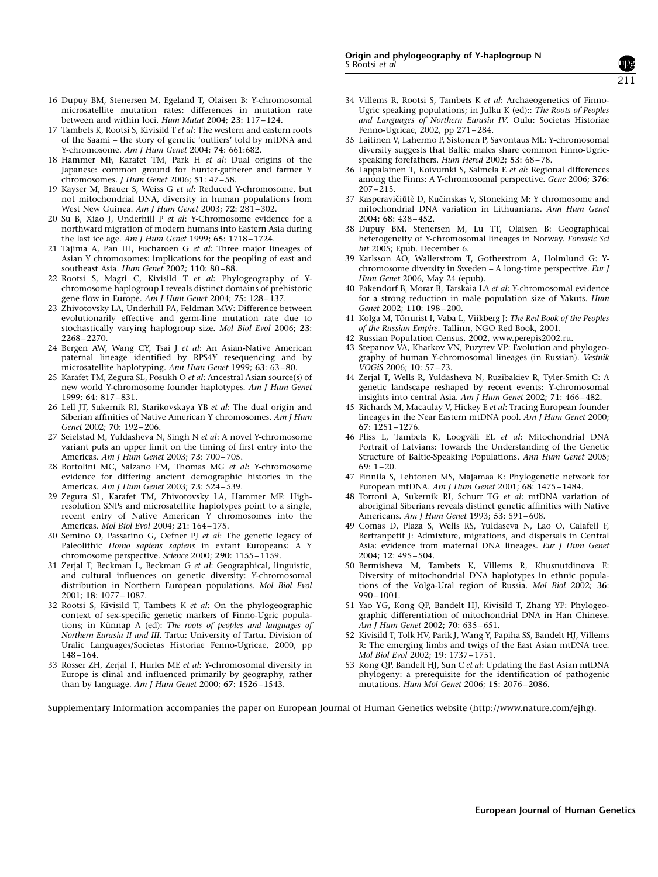16 Dupuy BM, Stenersen M, Egeland T, Olaisen B: Y-chromosomal microsatellite mutation rates: differences in mutation rate between and within loci. *Hum Mutat* 2004; **23**: 117–124.

17 Tambets K, Rootsi S, Kivisild T *et al*: The western and eastern roots of the Saami – the story of genetic 'outliers' told by mtDNA and Y-chromosome. *Am J Hum Genet* 2004; **74**: 661:682.

18 Hammer MF, Karafet TM, Park H *et al*: Dual origins of the Japanese: common ground for hunter-gatherer and farmer Y chromosomes. *J Hum Genet* 2006; **51**: 47–58.

19 Kayser M, Brauer S, Weiss G *et al*: Reduced Y-chromosome, but not mitochondrial DNA, diversity in human populations from West New Guinea. *Am J Hum Genet* 2003; **72**: 281–302.

20 Su B, Xiao J, Underhill P *et al*: Y-Chromosome evidence for a northward migration of modern humans into Eastern Asia during the last ice age. *Am J Hum Genet* 1999; **65**: 1718–1724.

21 Tajima A, Pan IH, Fucharoen G *et al*: Three major lineages of Asian Y chromosomes: implications for the peopling of east and southeast Asia. *Hum Genet* 2002; **110**: 80–88.

22 Rootsi S, Magri C, Kivisild T *et al*: Phylogeography of Y-chromosome haplogroup I reveals distinct domains of prehistoric gene flow in Europe. *Am J Hum Genet* 2004; **75**: 128–137.

23 Zhivotovsky LA, Underhill PA, Feldman MW: Difference between evolutionarily effective and germ-line mutation rate due to stochastically varying haplogroup size. *Mol Biol Evol* 2006; **23**: 2268–2270.

24 Bergen AW, Wang CY, Tsai J *et al*: An Asian-Native American paternal lineage identified by RPS4Y resequencing and by microsatellite haplotyping. *Ann Hum Genet* 1999; **63**: 63–80.

25 Karafet TM, Zegura SL, Posukh O *et al*: Ancestral Asian source(s) of new world Y-chromosome founder haplotypes. *Am J Hum Genet* 1999; **64**: 817–831.

26 Lell JT, Sukernik RI, Starikovskaya YB *et al*: The dual origin and Siberian affinities of Native American Y chromosomes. *Am J Hum Genet* 2002; **70**: 192–206.

27 Seielstad M, Yuldasheva N, Singh N *et al*: A novel Y-chromosome variant puts an upper limit on the timing of first entry into the Americas. *Am J Hum Genet* 2003; **73**: 700–705.

28 Bortolini MC, Salzano FM, Thomas MG *et al*: Y-chromosome evidence for differing ancient demographic histories in the Americas. *Am J Hum Genet* 2003; **73**: 524–539.

29 Zegura SL, Karafet TM, Zhivotovsky LA, Hammer MF: High-resolution SNPs and microsatellite haplotypes point to a single, recent entry of Native American Y chromosomes into the Americas. *Mol Biol Evol* 2004; **21**: 164–175.

30 Semino O, Passarino G, Oefner PJ *et al*: The genetic legacy of Paleolithic *Homo sapiens sapiens* in extant Europeans: A Y chromosome perspective. *Science* 2000; **290**: 1155–1159.

31 Zerjal T, Beckman L, Beckman G *et al*: Geographical, linguistic, and cultural influences on genetic diversity: Y-chromosomal distribution in Northern European populations. *Mol Biol Evol* 2001; **18**: 1077–1087.

32 Rootsi S, Kivisild T, Tambets K *et al*: On the phylogeographic context of sex-specific genetic markers of Finno-Ugric populations; in Künnap A (ed): *The roots of peoples and languages of Northern Eurasia II and III*. Tartu: University of Tartu. Division of Uralic Languages/Societas Historiae Fenno-Ugricae, 2000, pp 148–164.

33 Rosser ZH, Zerjal T, Hurles ME *et al*: Y-chromosomal diversity in Europe is clinal and influenced primarily by geography, rather than by language. *Am J Hum Genet* 2000; **67**: 1526–1543.

34 Villems R, Rootsi S, Tambets K *et al*: Archaeogenetics of Finno-Ugric speaking populations; in Julku K (ed):: *The Roots of Peoples and Languages of Northern Eurasia IV*. Oulu: Societas Historiae Fenno-Ugricae, 2002, pp 271–284.

35 Laitinen V, Lahermo P, Sistonen P, Savontaus ML: Y-chromosomal diversity suggests that Baltic males share common Finno-Ugric-speaking forefathers. *Hum Hered* 2002; **53**: 68–78.

36 Lappalainen T, Koivumki S, Salmela E *et al*: Regional differences among the Finns: A Y-chromosomal perspective. *Gene* 2006; **376**: 207–215.

37 Kasperavičiūtė D, Kučinskas V, Stoneking M: Y chromosome and mitochondrial DNA variation in Lithuanians. *Ann Hum Genet* 2004; **68**: 438–452.

38 Dupuy BM, Stenersen M, Lu TT, Olaisen B: Geographical heterogeneity of Y-chromosomal lineages in Norway. *Forensic Sci Int* 2005; Epub. December 6.

39 Karlsson AO, Wallerstrom T, Gotherstrom A, Holmlund G: Y-chromosome diversity in Sweden – A long-time perspective. *Eur J Hum Genet* 2006, May 24 (epub).

40 Pakendorf B, Morar B, Tarskaia LA *et al*: Y-chromosomal evidence for a strong reduction in male population size of Yakuts. *Hum Genet* 2002; **110**: 198–200.

41 Kolga M, Tõnurist I, Vaba L, Viikberg J: *The Red Book of the Peoples of the Russian Empire*. Tallinn, NGO Red Book, 2001.

42 Russian Population Census. 2002, www.perepis2002.ru.

43 Stepanov VA, Kharkov VN, Puzyrev VP: Evolution and phylogeography of human Y-chromosomal lineages (in Russian). *Vestnik VOGiS* 2006; **10**: 57–73.

44 Zerjal T, Wells R, Yuldasheva N, Ruzibakiev R, Tyler-Smith C: A genetic landscape reshaped by recent events: Y-chromosomal insights into central Asia. *Am J Hum Genet* 2002; **71**: 466–482.

45 Richards M, Macaulay V, Hickey E *et al*: Tracing European founder lineages in the Near Eastern mtDNA pool. *Am J Hum Genet* 2000; **67**: 1251–1276.

46 Pliss L, Tambets K, Loogväli EL *et al*: Mitochondrial DNA Portrait of Latvians: Towards the Understanding of the Genetic Structure of Baltic-Speaking Populations. *Ann Hum Genet* 2005; **69**: 1–20.

47 Finnila S, Lehtonen MS, Majamaa K: Phylogenetic network for European mtDNA. *Am J Hum Genet* 2001; **68**: 1475–1484.

48 Torroni A, Sukernik RI, Schurr TG *et al*: mtDNA variation of aboriginal Siberians reveals distinct genetic affinities with Native Americans. *Am J Hum Genet* 1993; **53**: 591–608.

49 Comas D, Plaza S, Wells RS, Yuldaseva N, Lao O, Calafell F, Bertranpetit J: Admixture, migrations, and dispersals in Central Asia: evidence from maternal DNA lineages. *Eur J Hum Genet* 2004; **12**: 495–504.

50 Bermisheva M, Tambets K, Villems R, Khusnutdinova E: Diversity of mitochondrial DNA haplotypes in ethnic populations of the Volga-Ural region of Russia. *Mol Biol* 2002; **36**: 990–1001.

51 Yao YG, Kong QP, Bandelt HJ, Kivisild T, Zhang YP: Phylogeographic differentiation of mitochondrial DNA in Han Chinese. *Am J Hum Genet* 2002; **70**: 635–651.

52 Kivisild T, Tolk HV, Parik J, Wang Y, Papiha SS, Bandelt HJ, Villems R: The emerging limbs and twigs of the East Asian mtDNA tree. *Mol Biol Evol* 2002; **19**: 1737–1751.

53 Kong QP, Bandelt HJ, Sun C *et al*: Updating the East Asian mtDNA phylogeny: a prerequisite for the identification of pathogenic mutations. *Hum Mol Genet* 2006; **15**: 2076–2086.

Supplementary Information accompanies the paper on European Journal of Human Genetics website (http://www.nature.com/ejhg).